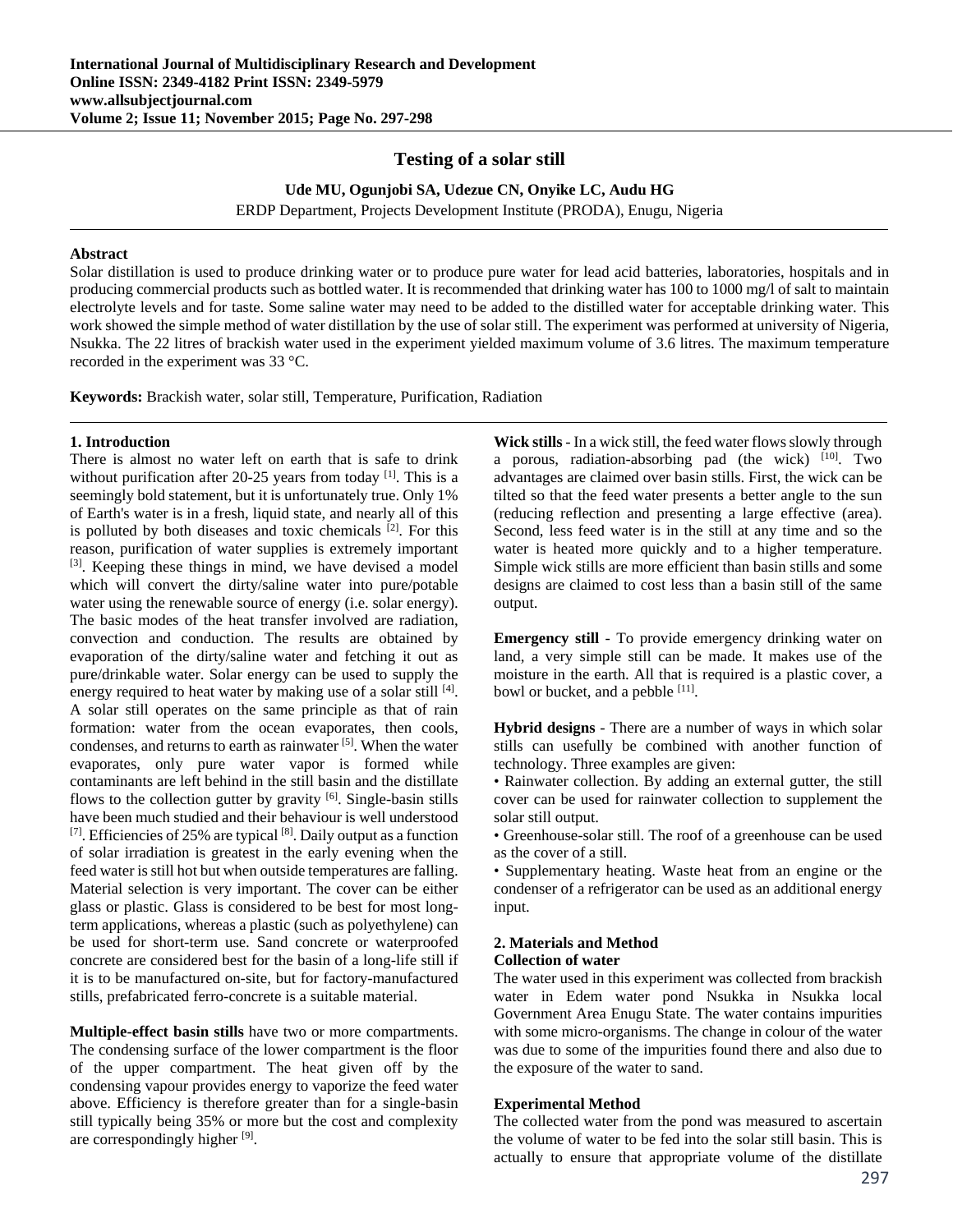# Testing of a solar still

**Ude MU, Ogunjobi SA, Udezue CN, Onyike LC, Audu HG**

ERDP Department, Projects Development Institute (PRODA), Enugu, Nigeria

## Abstract

Solar distillation is used to produce drinking water or to produce pure water for lead acid batteries, laboratories, hospitals and in producing commercial products such as bottled water. It is recommended that drinking water has 100 to 1000 mg/l of salt to maintain electrolyte levels and for taste. Some saline water may need to be added to the distilled water for acceptable drinking water. This work showed the simple method of water distillation by the use of solar still. The experiment was performed at university of Nigeria, Nsukka. The 22 litres of brackish water used in the experiment yielded maximum volume of 3.6 litres. The maximum temperature recorded in the experiment was 33 °C.

**Keywords:** Brackish water, solar still, Temperature, Purification, Radiation

## 1. Introduction

There is almost no water left on earth that is safe to drink without purification after 20-25 years from today [1]. This is a seemingly bold statement, but it is unfortunately true. Only 1% of Earth's water is in a fresh, liquid state, and nearly all of this is polluted by both diseases and toxic chemicals [2]. For this reason, purification of water supplies is extremely important [3]. Keeping these things in mind, we have devised a model which will convert the dirty/saline water into pure/potable water using the renewable source of energy (i.e. solar energy). The basic modes of the heat transfer involved are radiation, convection and conduction. The results are obtained by evaporation of the dirty/saline water and fetching it out as pure/drinkable water. Solar energy can be used to supply the energy required to heat water by making use of a solar still [4]. A solar still operates on the same principle as that of rain formation: water from the ocean evaporates, then cools, condenses, and returns to earth as rainwater [5]. When the water evaporates, only pure water vapor is formed while contaminants are left behind in the still basin and the distillate flows to the collection gutter by gravity [6]. Single-basin stills have been much studied and their behaviour is well understood [7]. Efficiencies of 25% are typical [8]. Daily output as a function of solar irradiation is greatest in the early evening when the feed water is still hot but when outside temperatures are falling. Material selection is very important. The cover can be either glass or plastic. Glass is considered to be best for most long-term applications, whereas a plastic (such as polyethylene) can be used for short-term use. Sand concrete or waterproofed concrete are considered best for the basin of a long-life still if it is to be manufactured on-site, but for factory-manufactured stills, prefabricated ferro-concrete is a suitable material.

**Multiple-effect basin stills** have two or more compartments. The condensing surface of the lower compartment is the floor of the upper compartment. The heat given off by the condensing vapour provides energy to vaporize the feed water above. Efficiency is therefore greater than for a single-basin still typically being 35% or more but the cost and complexity are correspondingly higher [9].

**Wick stills** - In a wick still, the feed water flows slowly through a porous, radiation-absorbing pad (the wick) [10]. Two advantages are claimed over basin stills. First, the wick can be tilted so that the feed water presents a better angle to the sun (reducing reflection and presenting a large effective (area). Second, less feed water is in the still at any time and so the water is heated more quickly and to a higher temperature. Simple wick stills are more efficient than basin stills and some designs are claimed to cost less than a basin still of the same output.

**Emergency still** - To provide emergency drinking water on land, a very simple still can be made. It makes use of the moisture in the earth. All that is required is a plastic cover, a bowl or bucket, and a pebble [11].

**Hybrid designs** - There are a number of ways in which solar stills can usefully be combined with another function of technology. Three examples are given:

- Rainwater collection. By adding an external gutter, the still cover can be used for rainwater collection to supplement the solar still output.
- Greenhouse-solar still. The roof of a greenhouse can be used as the cover of a still.
- Supplementary heating. Waste heat from an engine or the condenser of a refrigerator can be used as an additional energy input.

## 2. Materials and Method

### Collection of water

The water used in this experiment was collected from brackish water in Edem water pond Nsukka in Nsukka local Government Area Enugu State. The water contains impurities with some micro-organisms. The change in colour of the water was due to some of the impurities found there and also due to the exposure of the water to sand.

### Experimental Method

The collected water from the pond was measured to ascertain the volume of water to be fed into the solar still basin. This is actually to ensure that appropriate volume of the distillate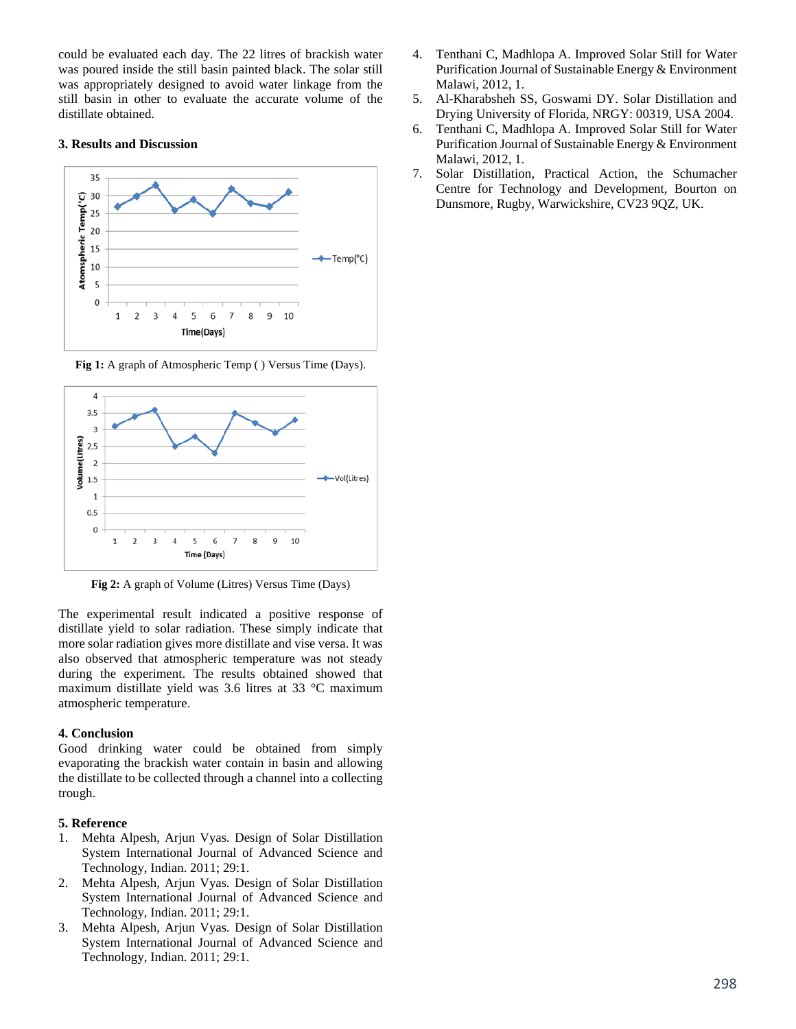could be evaluated each day. The 22 litres of brackish water was poured inside the still basin painted black. The solar still was appropriately designed to avoid water linkage from the still basin in other to evaluate the accurate volume of the distillate obtained.

### 3. Results and Discussion

35
30
25
20
15
10
5
0
Atomspheric Temp(°C)
1 2 3 4 5 6 7 8 9 10
Time(Days)
Temp(°C)

**Fig 1:** A graph of Atmospheric Temp ( ) Versus Time (Days).

4
3.5
3
2.5
2
1.5
1
0.5
0
Volume(Litres)
1 2 3 4 5 6 7 8 9 10
Time (Days)
Vol(Litres)

**Fig 2:** A graph of Volume (Litres) Versus Time (Days)

The experimental result indicated a positive response of distillate yield to solar radiation. These simply indicate that more solar radiation gives more distillate and vise versa. It was also observed that atmospheric temperature was not steady during the experiment. The results obtained showed that maximum distillate yield was 3.6 litres at 33 °C maximum atmospheric temperature.

### 4. Conclusion

Good drinking water could be obtained from simply evaporating the brackish water contain in basin and allowing the distillate to be collected through a channel into a collecting trough.

### 5. Reference

1. Mehta Alpesh, Arjun Vyas. Design of Solar Distillation System International Journal of Advanced Science and Technology, Indian. 2011; 29:1.
2. Mehta Alpesh, Arjun Vyas. Design of Solar Distillation System International Journal of Advanced Science and Technology, Indian. 2011; 29:1.
3. Mehta Alpesh, Arjun Vyas. Design of Solar Distillation System International Journal of Advanced Science and Technology, Indian. 2011; 29:1.
4. Tenthani C, Madhlopa A. Improved Solar Still for Water Purification Journal of Sustainable Energy & Environment Malawi, 2012, 1.
5. Al-Kharabsheh SS, Goswami DY. Solar Distillation and Drying University of Florida, NRGY: 00319, USA 2004.
6. Tenthani C, Madhlopa A. Improved Solar Still for Water Purification Journal of Sustainable Energy & Environment Malawi, 2012, 1.
7. Solar Distillation, Practical Action, the Schumacher Centre for Technology and Development, Bourton on Dunsmore, Rugby, Warwickshire, CV23 9QZ, UK.